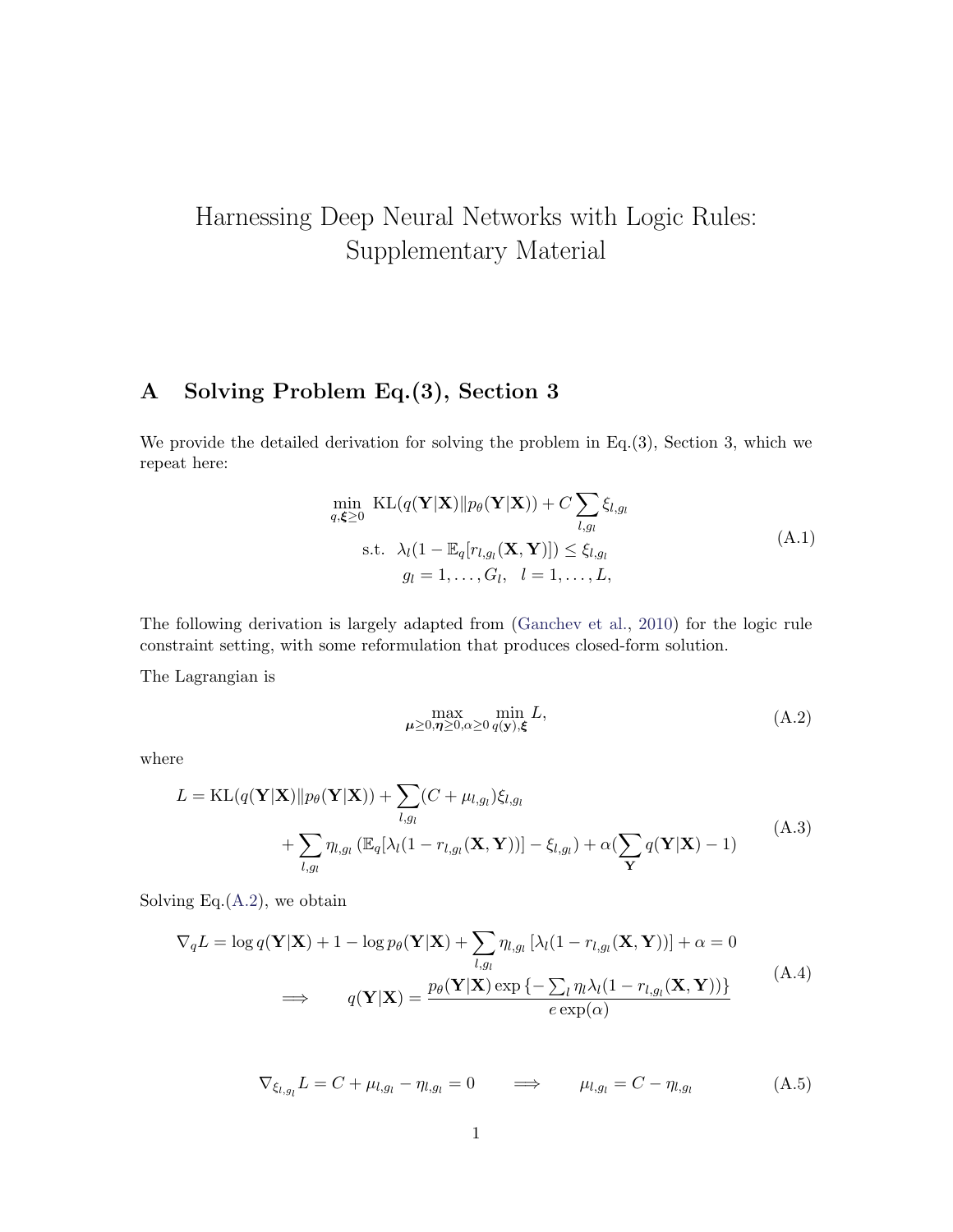# Harnessing Deep Neural Networks with Logic Rules: Supplementary Material

## A Solving Problem Eq.(3), Section 3

We provide the detailed derivation for solving the problem in Eq.(3), Section 3, which we repeat here:

$$
\begin{aligned}
\min_{q, \boldsymbol{\xi} \geq 0} \ & \mathrm{KL}(q(\mathbf{Y}|\mathbf{X}) \| p_\theta(\mathbf{Y}|\mathbf{X})) + C \sum_{l, g_l} \xi_{l, g_l} \\
\text{s.t.} \ & \lambda_l (1 - \mathbb{E}_q[r_{l, g_l}(\mathbf{X}, \mathbf{Y})]) \leq \xi_{l, g_l} \\
& g_l = 1, \ldots, G_l, \quad l = 1, \ldots, L,
\end{aligned}
\tag{A.1}
$$

The following derivation is largely adapted from (Ganchev et al., 2010) for the logic rule constraint setting, with some reformulation that produces closed-form solution.

The Lagrangian is

$$
\max_{\boldsymbol{\mu} \geq 0, \boldsymbol{\eta} \geq 0, \alpha \geq 0} \min_{q(\mathbf{y}), \boldsymbol{\xi}} L,
\tag{A.2}
$$

where

$$
\begin{aligned}
L = \ & \mathrm{KL}(q(\mathbf{Y}|\mathbf{X}) \| p_\theta(\mathbf{Y}|\mathbf{X})) + \sum_{l, g_l} (C + \mu_{l, g_l}) \xi_{l, g_l} \\
& + \sum_{l, g_l} \eta_{l, g_l} \left( \mathbb{E}_q[\lambda_l (1 - r_{l, g_l}(\mathbf{X}, \mathbf{Y}))] - \xi_{l, g_l} \right) + \alpha \left( \sum_{\mathbf{Y}} q(\mathbf{Y}|\mathbf{X}) - 1 \right)
\end{aligned}
\tag{A.3}
$$

Solving Eq.(A.2), we obtain

$$
\begin{aligned}
& \nabla_q L = \log q(\mathbf{Y}|\mathbf{X}) + 1 - \log p_\theta(\mathbf{Y}|\mathbf{X}) + \sum_{l, g_l} \eta_{l, g_l} \left[ \lambda_l (1 - r_{l, g_l}(\mathbf{X}, \mathbf{Y})) \right] + \alpha = 0 \\
& \Longrightarrow \qquad q(\mathbf{Y}|\mathbf{X}) = \frac{p_\theta(\mathbf{Y}|\mathbf{X}) \exp\left\{ -\sum_l \eta_l \lambda_l (1 - r_{l, g_l}(\mathbf{X}, \mathbf{Y})) \right\}}{e \exp(\alpha)}
\end{aligned}
\tag{A.4}
$$

$$
\nabla_{\xi_{l, g_l}} L = C + \mu_{l, g_l} - \eta_{l, g_l} = 0 \qquad \Longrightarrow \qquad \mu_{l, g_l} = C - \eta_{l, g_l}
\tag{A.5}
$$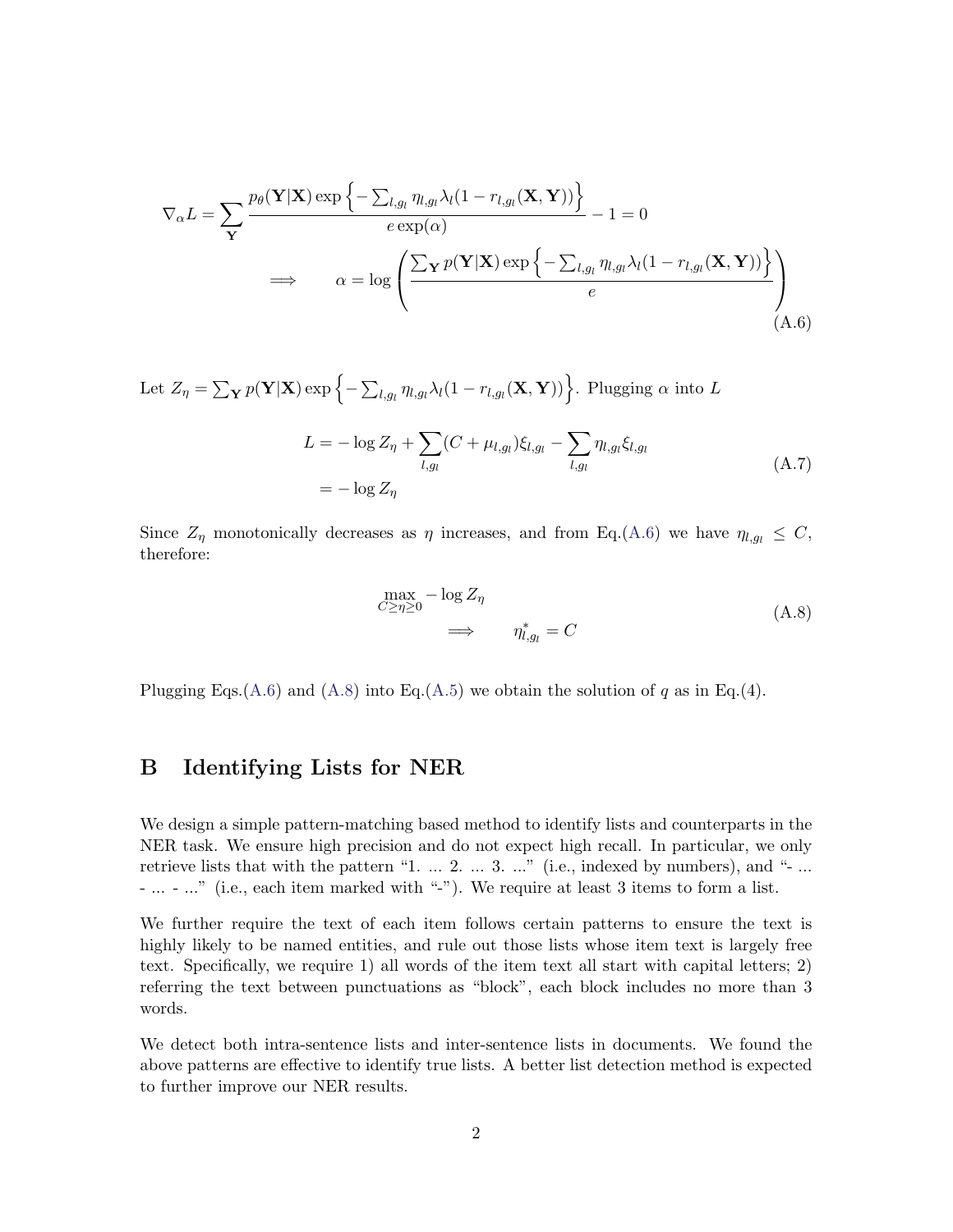$$
\nabla_\alpha L = \sum_{\mathbf{Y}} \frac{p_\theta(\mathbf{Y}|\mathbf{X}) \exp\left\{-\sum_{l,g_l} \eta_{l,g_l} \lambda_l (1 - r_{l,g_l}(\mathbf{X}, \mathbf{Y}))\right\}}{e \exp(\alpha)} - 1 = 0
$$

$$
\Longrightarrow \qquad \alpha = \log\left(\frac{\sum_{\mathbf{Y}} p(\mathbf{Y}|\mathbf{X}) \exp\left\{-\sum_{l,g_l} \eta_{l,g_l} \lambda_l (1 - r_{l,g_l}(\mathbf{X}, \mathbf{Y}))\right\}}{e}\right) \tag{A.6}
$$

Let $Z_\eta = \sum_{\mathbf{Y}} p(\mathbf{Y}|\mathbf{X}) \exp\left\{-\sum_{l,g_l} \eta_{l,g_l} \lambda_l (1 - r_{l,g_l}(\mathbf{X}, \mathbf{Y}))\right\}$. Plugging $\alpha$ into $L$

$$
\begin{aligned}
L &= -\log Z_\eta + \sum_{l,g_l} (C + \mu_{l,g_l}) \xi_{l,g_l} - \sum_{l,g_l} \eta_{l,g_l} \xi_{l,g_l} \\
&= -\log Z_\eta
\end{aligned} \tag{A.7}
$$

Since $Z_\eta$ monotonically decreases as $\eta$ increases, and from Eq.(A.6) we have $\eta_{l,g_l} \leq C$, therefore:

$$
\begin{aligned}
&\max_{C \geq \eta \geq 0} -\log Z_\eta \\
&\qquad \Longrightarrow \qquad \eta^*_{l,g_l} = C
\end{aligned} \tag{A.8}
$$

Plugging Eqs.(A.6) and (A.8) into Eq.(A.5) we obtain the solution of $q$ as in Eq.(4).

# B Identifying Lists for NER

We design a simple pattern-matching based method to identify lists and counterparts in the NER task. We ensure high precision and do not expect high recall. In particular, we only retrieve lists that with the pattern "1. ... 2. ... 3. ..." (i.e., indexed by numbers), and "- ... - ... - ..." (i.e., each item marked with "-"). We require at least 3 items to form a list.

We further require the text of each item follows certain patterns to ensure the text is highly likely to be named entities, and rule out those lists whose item text is largely free text. Specifically, we require 1) all words of the item text all start with capital letters; 2) referring the text between punctuations as "block", each block includes no more than 3 words.

We detect both intra-sentence lists and inter-sentence lists in documents. We found the above patterns are effective to identify true lists. A better list detection method is expected to further improve our NER results.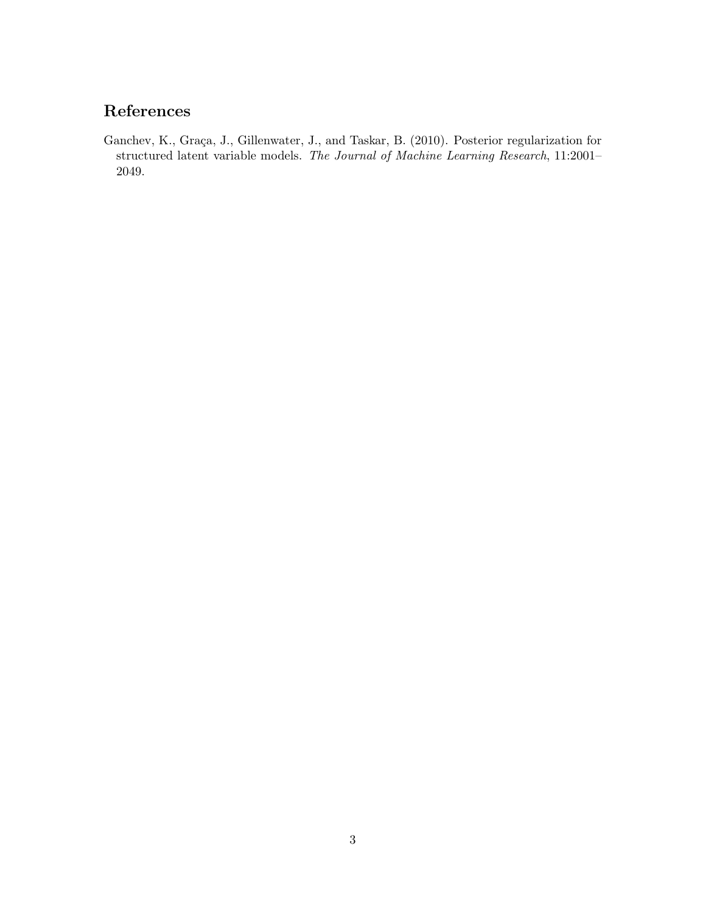## References

Ganchev, K., Graça, J., Gillenwater, J., and Taskar, B. (2010). Posterior regularization for structured latent variable models. *The Journal of Machine Learning Research*, 11:2001–2049.